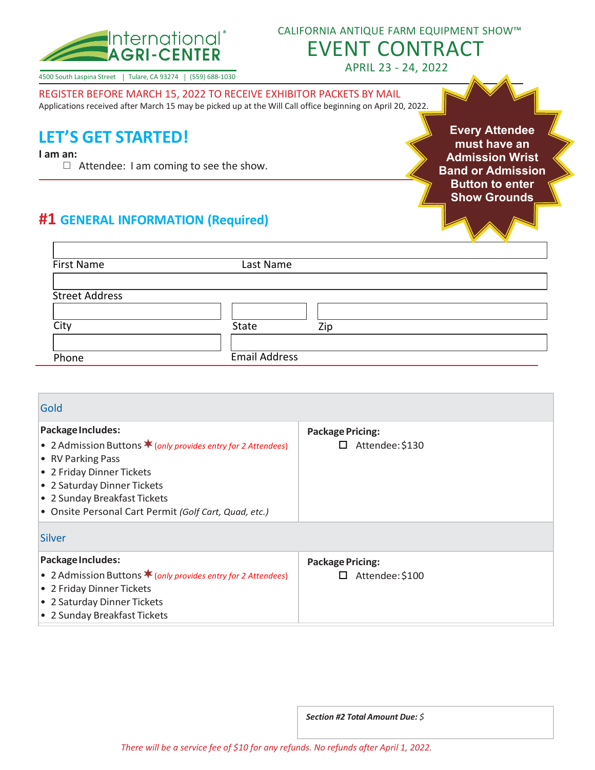International® AGRI-CENTER

4500 South Laspina Street | Tulare, CA 93274 | (559) 688-1030

CALIFORNIA ANTIQUE FARM EQUIPMENT SHOW™

# EVENT CONTRACT

APRIL 23 - 24, 2022

REGISTER BEFORE MARCH 15, 2022 TO RECEIVE EXHIBITOR PACKETS BY MAIL

Applications received after March 15 may be picked up at the Will Call office beginning on April 20, 2022.

**Every Attendee must have an Admission Wrist Band or Admission Button to enter Show Grounds**

## LET'S GET STARTED!

**I am an:**

☐ Attendee: I am coming to see the show.

## #1 GENERAL INFORMATION (Required)

First Name ______ Last Name ______

Street Address ______

City ______ State ______ Zip ______

Phone ______ Email Address ______

| Gold | |
|---|---|
| **Package Includes:**<br>• 2 Admission Buttons ✶ *(only provides entry for 2 Attendees)*<br>• RV Parking Pass<br>• 2 Friday Dinner Tickets<br>• 2 Saturday Dinner Tickets<br>• 2 Sunday Breakfast Tickets<br>• Onsite Personal Cart Permit *(Golf Cart, Quad, etc.)* | **Package Pricing:**<br>☐ Attendee: $130 |
| **Silver** | |
| **Package Includes:**<br>• 2 Admission Buttons ✶ *(only provides entry for 2 Attendees)*<br>• 2 Friday Dinner Tickets<br>• 2 Saturday Dinner Tickets<br>• 2 Sunday Breakfast Tickets | **Package Pricing:**<br>☐ Attendee: $100 |

***Section #2 Total Amount Due:*** $

*There will be a service fee of $10 for any refunds. No refunds after April 1, 2022.*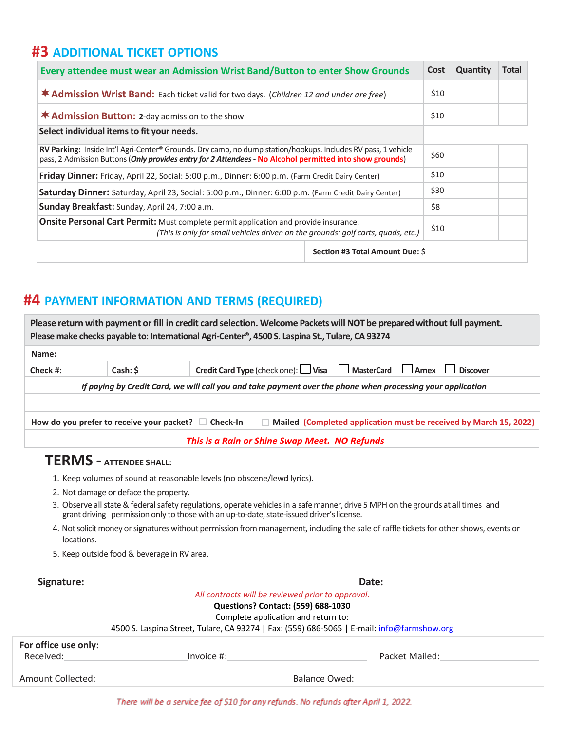## #3 ADDITIONAL TICKET OPTIONS

| Every attendee must wear an Admission Wrist Band/Button to enter Show Grounds | Cost | Quantity | Total |
|---|---|---|---|
| ✶ **Admission Wrist Band:** Each ticket valid for two days. (*Children 12 and under are free*) | $10 | | |
| ✶ **Admission Button:** **2**-day admission to the show | $10 | | |
| **Select individual items to fit your needs.** | | | |
| **RV Parking:** Inside Int'l Agri-Center® Grounds. Dry camp, no dump station/hookups. Includes RV pass, 1 vehicle pass, 2 Admission Buttons (***Only provides entry for 2 Attendees*** - **No Alcohol permitted into show grounds**) | $60 | | |
| **Friday Dinner:** Friday, April 22, Social: 5:00 p.m., Dinner: 6:00 p.m. (Farm Credit Dairy Center) | $10 | | |
| **Saturday Dinner:** Saturday, April 23, Social: 5:00 p.m., Dinner: 6:00 p.m. (Farm Credit Dairy Center) | $30 | | |
| **Sunday Breakfast:** Sunday, April 24, 7:00 a.m. | $8 | | |
| **Onsite Personal Cart Permit:** Must complete permit application and provide insurance. (*This is only for small vehicles driven on the grounds: golf carts, quads, etc.*) | $10 | | |
| | **Section #3 Total Amount Due:** $ | | |

## #4 PAYMENT INFORMATION AND TERMS (REQUIRED)

**Please return with payment or fill in credit card selection. Welcome Packets will NOT be prepared without full payment.**
**Please make checks payable to: International Agri-Center®, 4500 S. Laspina St., Tulare, CA 93274**

**Name:**

**Check #:** | **Cash: $** | **Credit Card Type** (check one): ☐ **Visa** ☐ **MasterCard** ☐ **Amex** ☐ **Discover**

***If paying by Credit Card, we will call you and take payment over the phone when processing your application***

**How do you prefer to receive your packet?** ☐ **Check-In** ☐ **Mailed (Completed application must be received by March 15, 2022)**

***This is a Rain or Shine Swap Meet. NO Refunds***

### TERMS - ATTENDEE SHALL:

1. Keep volumes of sound at reasonable levels (no obscene/lewd lyrics).
2. Not damage or deface the property.
3. Observe all state & federal safety regulations, operate vehicles in a safe manner, drive 5 MPH on the grounds at all times and grant driving permission only to those with an up-to-date, state-issued driver's license.
4. Not solicit money or signatures without permission from management, including the sale of raffle tickets for other shows, events or locations.
5. Keep outside food & beverage in RV area.

**Signature:**\_\_\_\_\_\_\_\_\_\_\_\_\_\_\_\_\_\_\_\_\_\_\_\_\_\_\_\_\_\_ **Date:**\_\_\_\_\_\_\_\_\_\_\_\_\_\_\_\_

*All contracts will be reviewed prior to approval.*

**Questions? Contact: (559) 688-1030**

Complete application and return to:

4500 S. Laspina Street, Tulare, CA 93274 | Fax: (559) 686-5065 | E-mail: info@farmshow.org

**For office use only:**

Received:\_\_\_\_\_\_\_\_\_\_\_\_ Invoice #:\_\_\_\_\_\_\_\_\_\_\_\_ Packet Mailed:\_\_\_\_\_\_\_\_\_\_\_\_

Amount Collected:\_\_\_\_\_\_\_\_\_\_\_\_ Balance Owed:\_\_\_\_\_\_\_\_\_\_\_\_

*There will be a service fee of $10 for any refunds. No refunds after April 1, 2022.*